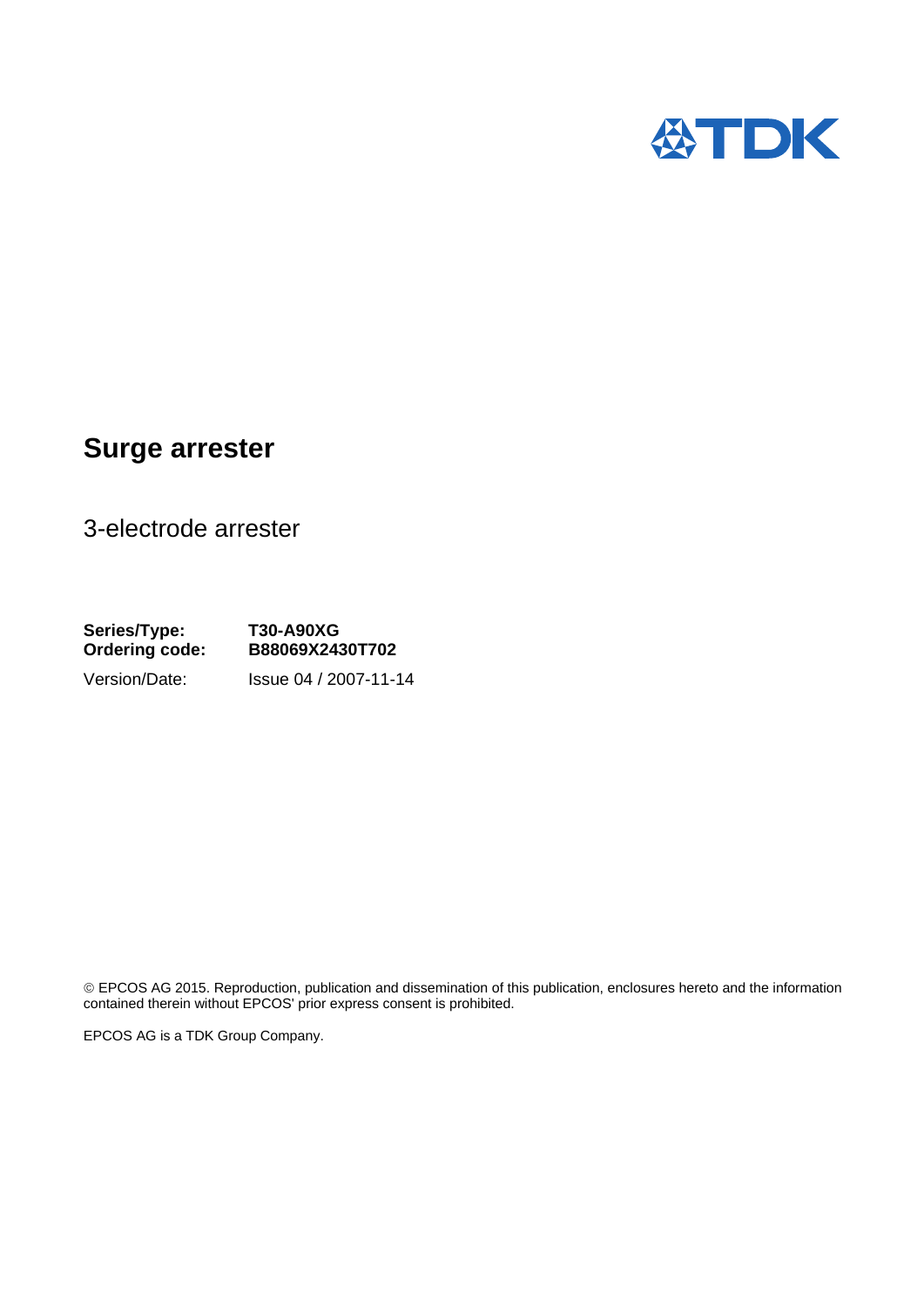# Surge arrester

3-electrode arrester

**Series/Type:** **T30-A90XG**
**Ordering code:** **B88069X2430T702**

Version/Date: Issue 04 / 2007-11-14

© EPCOS AG 2015. Reproduction, publication and dissemination of this publication, enclosures hereto and the information contained therein without EPCOS' prior express consent is prohibited.

EPCOS AG is a TDK Group Company.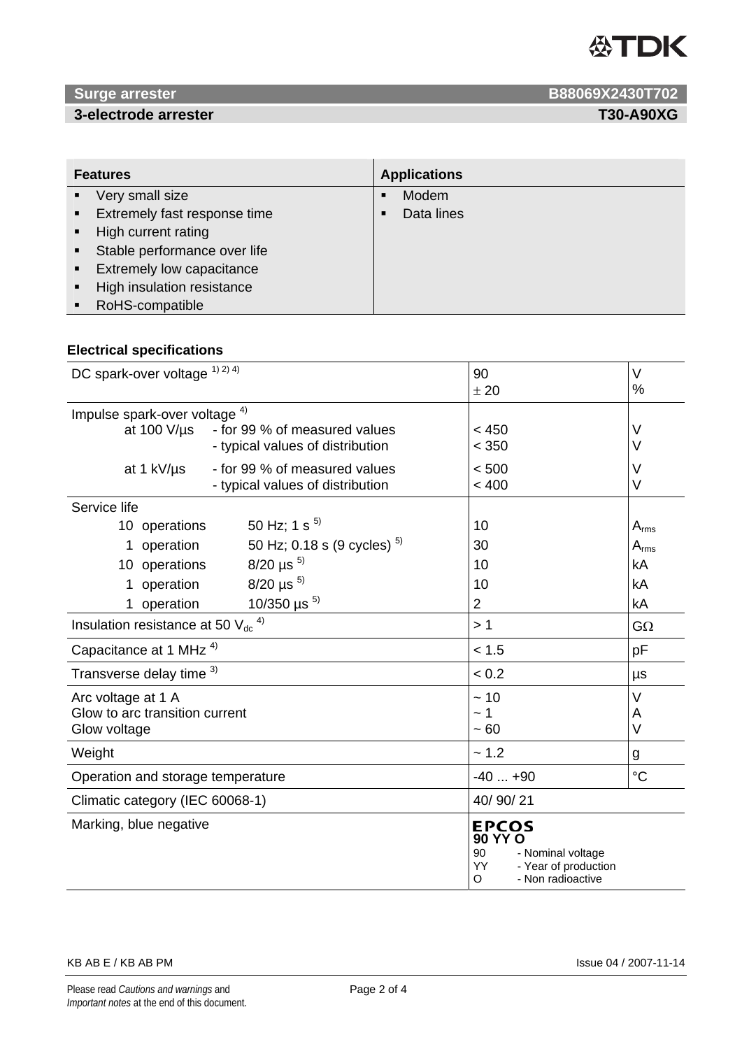**Surge arrester** **B88069X2430T702**

**3-electrode arrester** **T30-A90XG**

| Features | Applications |
|---|---|
| ▪ Very small size | ▪ Modem |
| ▪ Extremely fast response time | ▪ Data lines |
| ▪ High current rating | |
| ▪ Stable performance over life | |
| ▪ Extremely low capacitance | |
| ▪ High insulation resistance | |
| ▪ RoHS-compatible | |

### Electrical specifications

| | | | |
|---|---|---|---|
| DC spark-over voltage [1) 2) 4)] | | 90<br>± 20 | V<br>% |
| Impulse spark-over voltage [4)] | | | |
| at 100 V/µs | - for 99 % of measured values<br>- typical values of distribution | < 450<br>< 350 | V<br>V |
| at 1 kV/µs | - for 99 % of measured values<br>- typical values of distribution | < 500<br>< 400 | V<br>V |
| Service life | | | |
| 10 operations | 50 Hz; 1 s [5)] | 10 | $A_{rms}$ |
| 1 operation | 50 Hz; 0.18 s (9 cycles) [5)] | 30 | $A_{rms}$ |
| 10 operations | 8/20 µs [5)] | 10 | kA |
| 1 operation | 8/20 µs [5)] | 10 | kA |
| 1 operation | 10/350 µs [5)] | 2 | kA |
| Insulation resistance at 50 $V_{dc}$ [4)] | | > 1 | GΩ |
| Capacitance at 1 MHz [4)] | | < 1.5 | pF |
| Transverse delay time [3)] | | < 0.2 | µs |
| Arc voltage at 1 A<br>Glow to arc transition current<br>Glow voltage | | ~ 10<br>~ 1<br>~ 60 | V<br>A<br>V |
| Weight | | ~ 1.2 | g |
| Operation and storage temperature | | -40 ... +90 | °C |
| Climatic category (IEC 60068-1) | | 40/ 90/ 21 | |
| Marking, blue negative | | **EPCOS**<br>**90 YY O**<br>90 - Nominal voltage<br>YY - Year of production<br>O - Non radioactive | |

KB AB E / KB AB PM

Issue 04 / 2007-11-14

Please read *Cautions and warnings* and *Important notes* at the end of this document.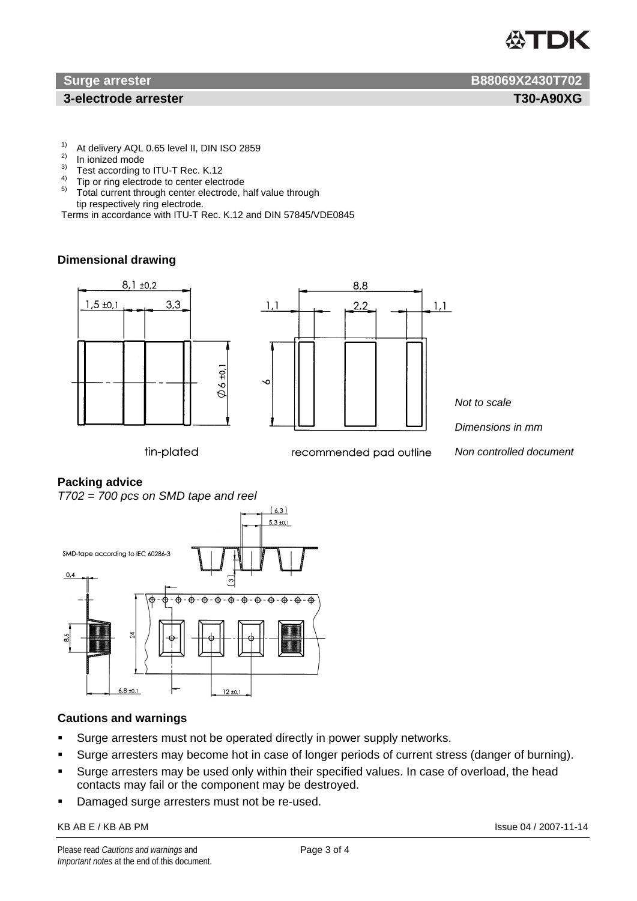**Surge arrester** **B88069X2430T702**

**3-electrode arrester** **T30-A90XG**

1) At delivery AQL 0.65 level II, DIN ISO 2859
2) In ionized mode
3) Test according to ITU-T Rec. K.12
4) Tip or ring electrode to center electrode
5) Total current through center electrode, half value through tip respectively ring electrode.

Terms in accordance with ITU-T Rec. K.12 and DIN 57845/VDE0845

### Dimensional drawing

tin-plated

recommended pad outline

*Not to scale*

*Dimensions in mm*

*Non controlled document*

### Packing advice

*T702 = 700 pcs on SMD tape and reel*

SMD-tape according to IEC 60286-3

### Cautions and warnings

- Surge arresters must not be operated directly in power supply networks.
- Surge arresters may become hot in case of longer periods of current stress (danger of burning).
- Surge arresters may be used only within their specified values. In case of overload, the head contacts may fail or the component may be destroyed.
- Damaged surge arresters must not be re-used.

KB AB E / KB AB PM

Issue 04 / 2007-11-14

Please read *Cautions and warnings* and *Important notes* at the end of this document.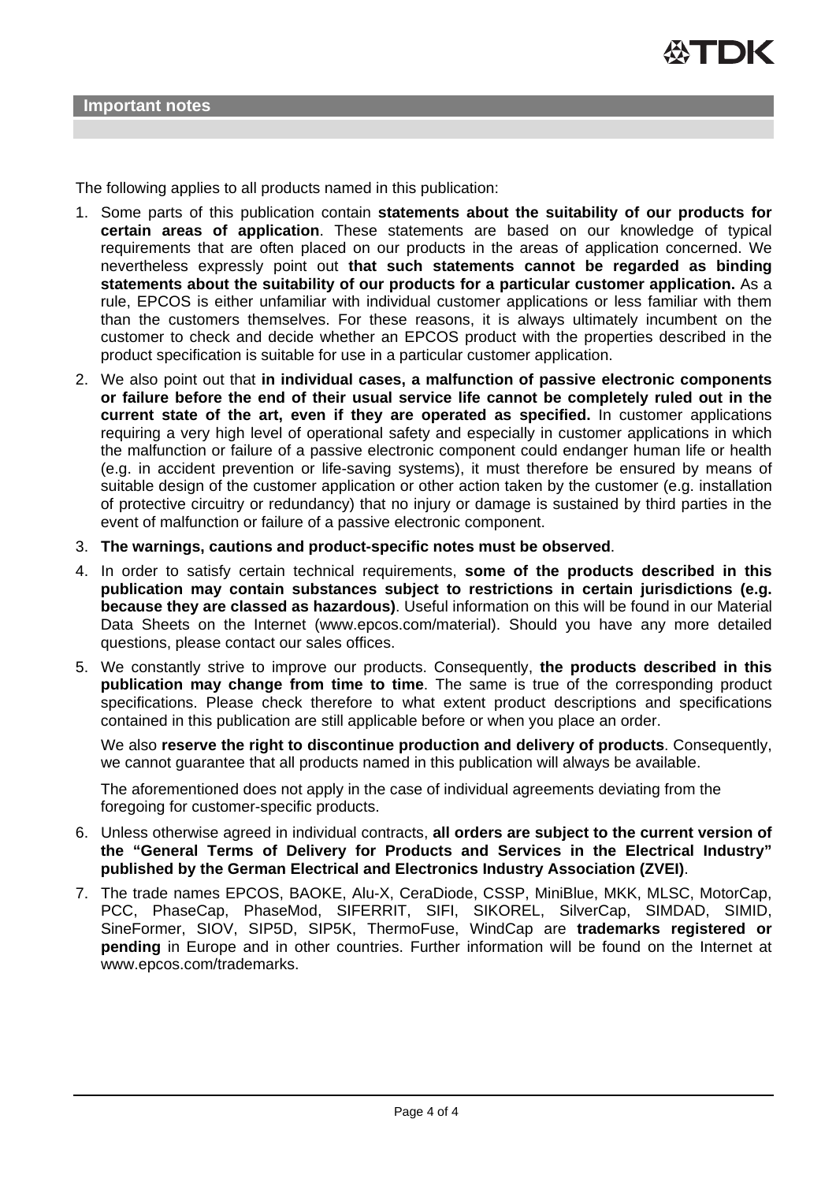## Important notes

The following applies to all products named in this publication:

1. Some parts of this publication contain **statements about the suitability of our products for certain areas of application**. These statements are based on our knowledge of typical requirements that are often placed on our products in the areas of application concerned. We nevertheless expressly point out **that such statements cannot be regarded as binding statements about the suitability of our products for a particular customer application.** As a rule, EPCOS is either unfamiliar with individual customer applications or less familiar with them than the customers themselves. For these reasons, it is always ultimately incumbent on the customer to check and decide whether an EPCOS product with the properties described in the product specification is suitable for use in a particular customer application.
2. We also point out that **in individual cases, a malfunction of passive electronic components or failure before the end of their usual service life cannot be completely ruled out in the current state of the art, even if they are operated as specified.** In customer applications requiring a very high level of operational safety and especially in customer applications in which the malfunction or failure of a passive electronic component could endanger human life or health (e.g. in accident prevention or life-saving systems), it must therefore be ensured by means of suitable design of the customer application or other action taken by the customer (e.g. installation of protective circuitry or redundancy) that no injury or damage is sustained by third parties in the event of malfunction or failure of a passive electronic component.
3. **The warnings, cautions and product-specific notes must be observed**.
4. In order to satisfy certain technical requirements, **some of the products described in this publication may contain substances subject to restrictions in certain jurisdictions (e.g. because they are classed as hazardous)**. Useful information on this will be found in our Material Data Sheets on the Internet (www.epcos.com/material). Should you have any more detailed questions, please contact our sales offices.
5. We constantly strive to improve our products. Consequently, **the products described in this publication may change from time to time**. The same is true of the corresponding product specifications. Please check therefore to what extent product descriptions and specifications contained in this publication are still applicable before or when you place an order.

   We also **reserve the right to discontinue production and delivery of products**. Consequently, we cannot guarantee that all products named in this publication will always be available.

   The aforementioned does not apply in the case of individual agreements deviating from the foregoing for customer-specific products.
6. Unless otherwise agreed in individual contracts, **all orders are subject to the current version of the "General Terms of Delivery for Products and Services in the Electrical Industry" published by the German Electrical and Electronics Industry Association (ZVEI)**.
7. The trade names EPCOS, BAOKE, Alu-X, CeraDiode, CSSP, MiniBlue, MKK, MLSC, MotorCap, PCC, PhaseCap, PhaseMod, SIFERRIT, SIFI, SIKOREL, SilverCap, SIMDAD, SIMID, SineFormer, SIOV, SIP5D, SIP5K, ThermoFuse, WindCap are **trademarks registered or pending** in Europe and in other countries. Further information will be found on the Internet at www.epcos.com/trademarks.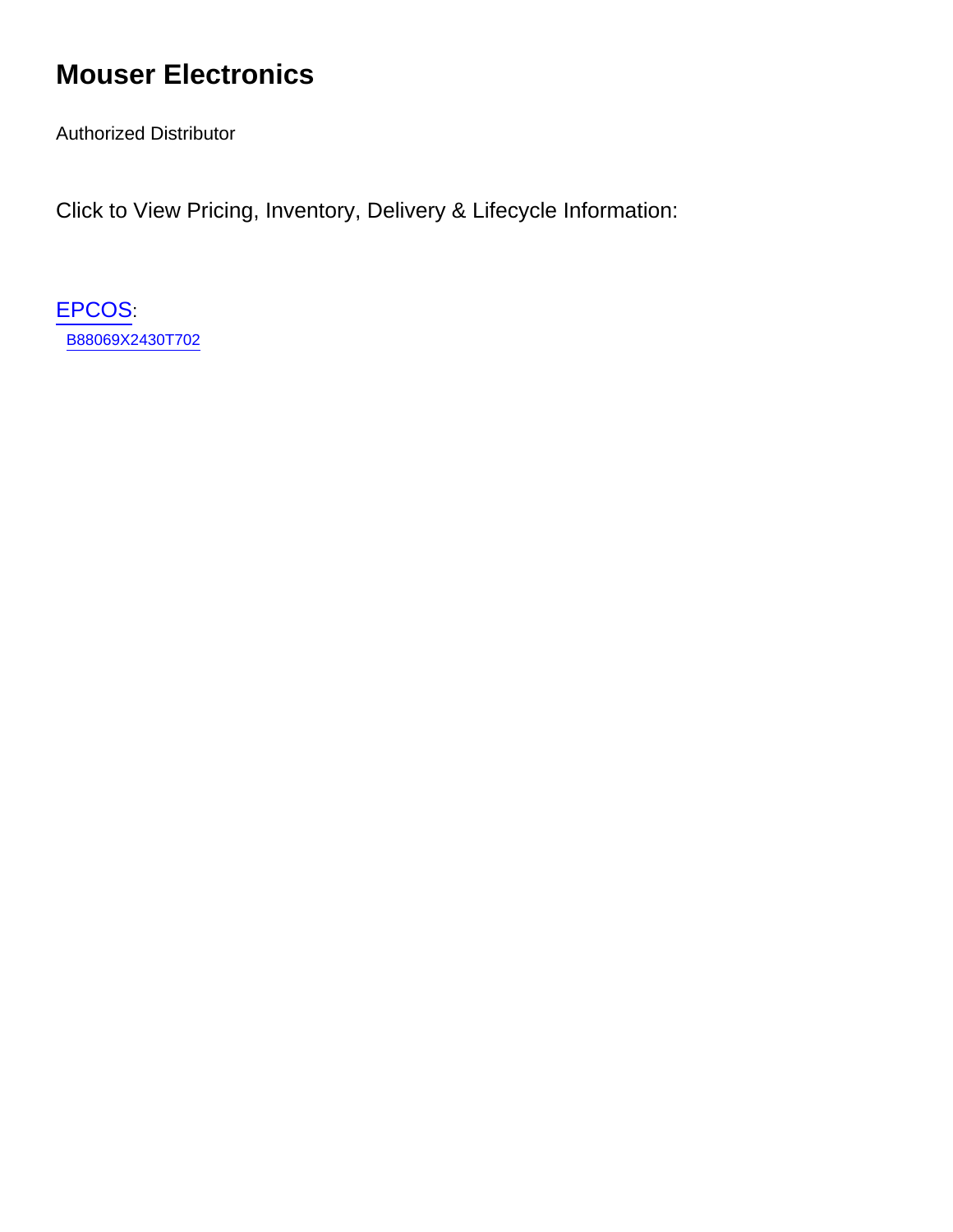# Mouser Electronics

Authorized Distributor

Click to View Pricing, Inventory, Delivery & Lifecycle Information:

EPCOS:

B88069X2430T702